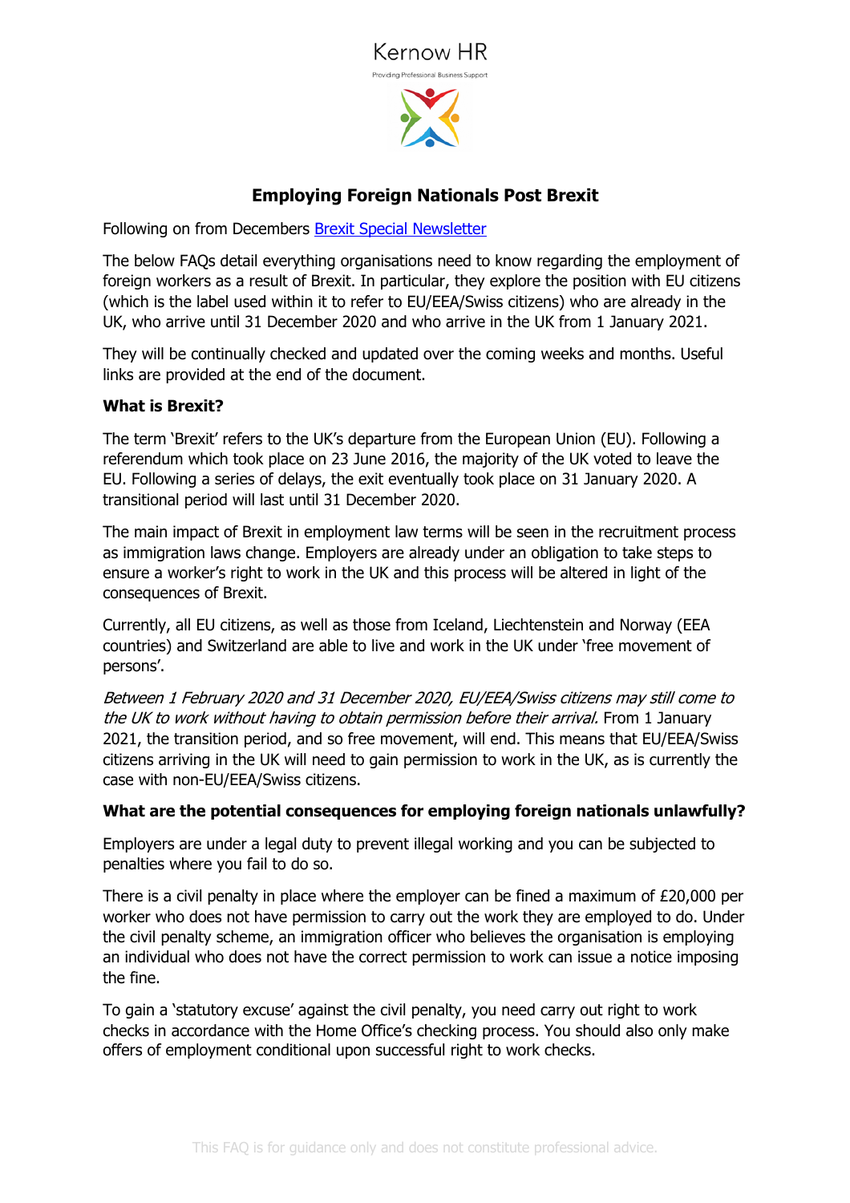Kernow HR

Providing Professional Business Support

# Employing Foreign Nationals Post Brexit

Following on from Decembers [Brexit Special Newsletter]

The below FAQs detail everything organisations need to know regarding the employment of foreign workers as a result of Brexit. In particular, they explore the position with EU citizens (which is the label used within it to refer to EU/EEA/Swiss citizens) who are already in the UK, who arrive until 31 December 2020 and who arrive in the UK from 1 January 2021.

They will be continually checked and updated over the coming weeks and months. Useful links are provided at the end of the document.

**What is Brexit?**

The term 'Brexit' refers to the UK's departure from the European Union (EU). Following a referendum which took place on 23 June 2016, the majority of the UK voted to leave the EU. Following a series of delays, the exit eventually took place on 31 January 2020. A transitional period will last until 31 December 2020.

The main impact of Brexit in employment law terms will be seen in the recruitment process as immigration laws change. Employers are already under an obligation to take steps to ensure a worker's right to work in the UK and this process will be altered in light of the consequences of Brexit.

Currently, all EU citizens, as well as those from Iceland, Liechtenstein and Norway (EEA countries) and Switzerland are able to live and work in the UK under 'free movement of persons'.

*Between 1 February 2020 and 31 December 2020, EU/EEA/Swiss citizens may still come to the UK to work without having to obtain permission before their arrival.* From 1 January 2021, the transition period, and so free movement, will end. This means that EU/EEA/Swiss citizens arriving in the UK will need to gain permission to work in the UK, as is currently the case with non-EU/EEA/Swiss citizens.

**What are the potential consequences for employing foreign nationals unlawfully?**

Employers are under a legal duty to prevent illegal working and you can be subjected to penalties where you fail to do so.

There is a civil penalty in place where the employer can be fined a maximum of £20,000 per worker who does not have permission to carry out the work they are employed to do. Under the civil penalty scheme, an immigration officer who believes the organisation is employing an individual who does not have the correct permission to work can issue a notice imposing the fine.

To gain a 'statutory excuse' against the civil penalty, you need carry out right to work checks in accordance with the Home Office's checking process. You should also only make offers of employment conditional upon successful right to work checks.

This FAQ is for guidance only and does not constitute professional advice.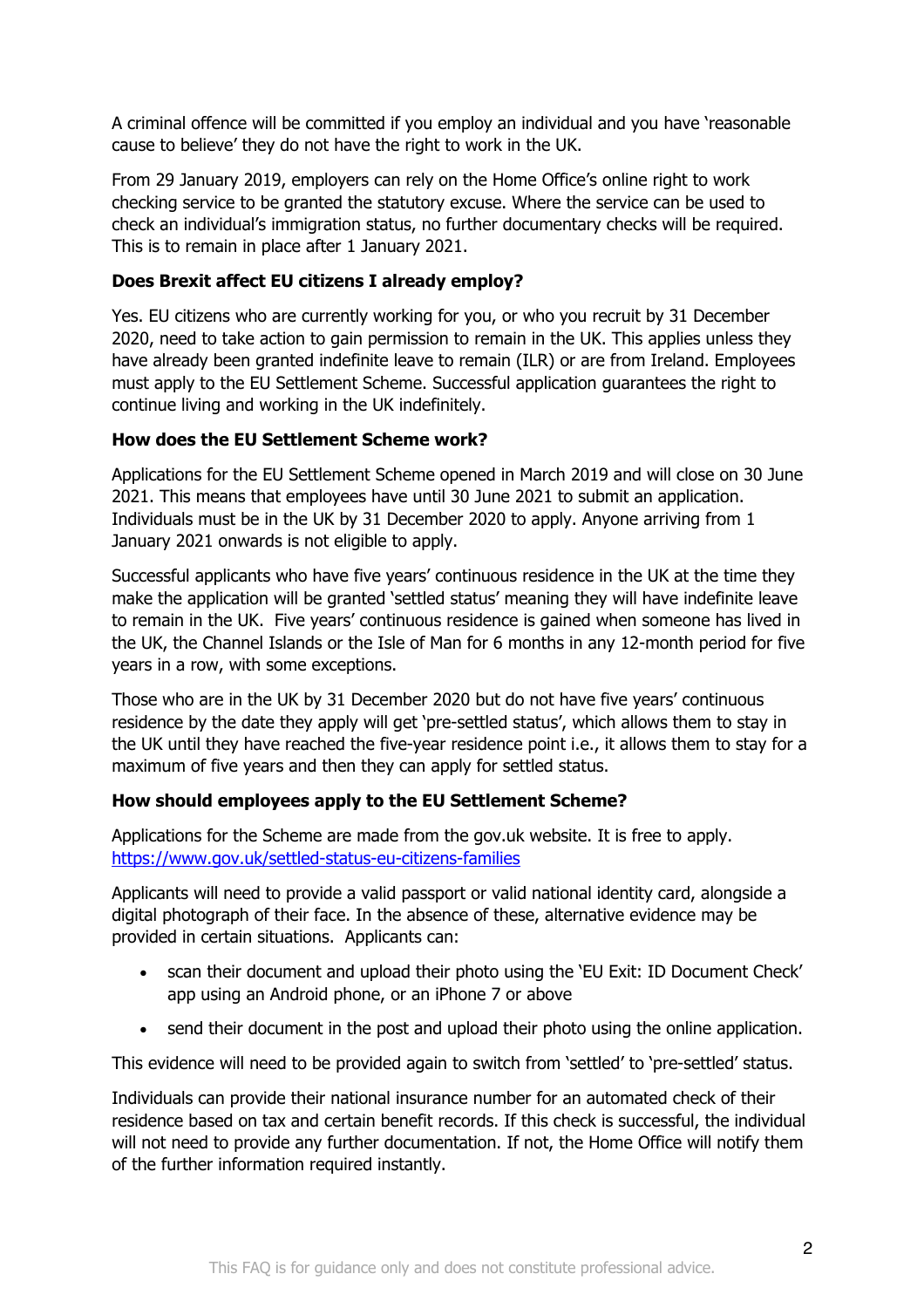A criminal offence will be committed if you employ an individual and you have 'reasonable cause to believe' they do not have the right to work in the UK.

From 29 January 2019, employers can rely on the Home Office's online right to work checking service to be granted the statutory excuse. Where the service can be used to check an individual's immigration status, no further documentary checks will be required. This is to remain in place after 1 January 2021.

**Does Brexit affect EU citizens I already employ?**

Yes. EU citizens who are currently working for you, or who you recruit by 31 December 2020, need to take action to gain permission to remain in the UK. This applies unless they have already been granted indefinite leave to remain (ILR) or are from Ireland. Employees must apply to the EU Settlement Scheme. Successful application guarantees the right to continue living and working in the UK indefinitely.

**How does the EU Settlement Scheme work?**

Applications for the EU Settlement Scheme opened in March 2019 and will close on 30 June 2021. This means that employees have until 30 June 2021 to submit an application. Individuals must be in the UK by 31 December 2020 to apply. Anyone arriving from 1 January 2021 onwards is not eligible to apply.

Successful applicants who have five years' continuous residence in the UK at the time they make the application will be granted 'settled status' meaning they will have indefinite leave to remain in the UK. Five years' continuous residence is gained when someone has lived in the UK, the Channel Islands or the Isle of Man for 6 months in any 12-month period for five years in a row, with some exceptions.

Those who are in the UK by 31 December 2020 but do not have five years' continuous residence by the date they apply will get 'pre-settled status', which allows them to stay in the UK until they have reached the five-year residence point i.e., it allows them to stay for a maximum of five years and then they can apply for settled status.

**How should employees apply to the EU Settlement Scheme?**

Applications for the Scheme are made from the gov.uk website. It is free to apply. https://www.gov.uk/settled-status-eu-citizens-families

Applicants will need to provide a valid passport or valid national identity card, alongside a digital photograph of their face. In the absence of these, alternative evidence may be provided in certain situations. Applicants can:

- scan their document and upload their photo using the 'EU Exit: ID Document Check' app using an Android phone, or an iPhone 7 or above
- send their document in the post and upload their photo using the online application.

This evidence will need to be provided again to switch from 'settled' to 'pre-settled' status.

Individuals can provide their national insurance number for an automated check of their residence based on tax and certain benefit records. If this check is successful, the individual will not need to provide any further documentation. If not, the Home Office will notify them of the further information required instantly.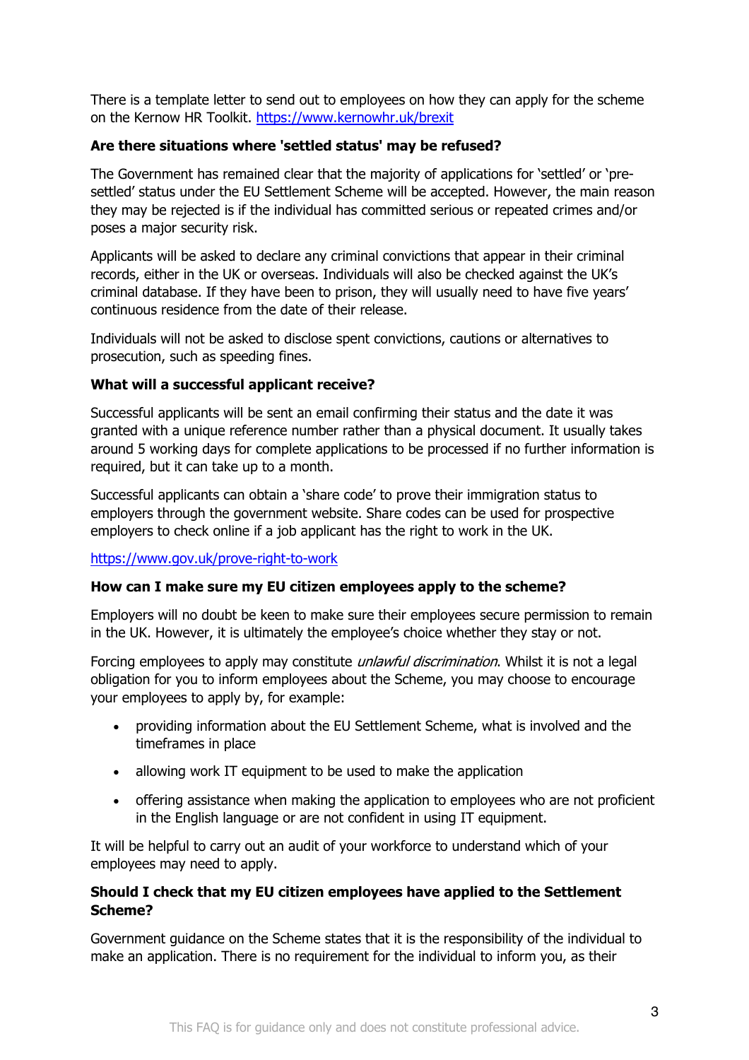There is a template letter to send out to employees on how they can apply for the scheme on the Kernow HR Toolkit. https://www.kernowhr.uk/brexit

**Are there situations where 'settled status' may be refused?**

The Government has remained clear that the majority of applications for 'settled' or 'pre-settled' status under the EU Settlement Scheme will be accepted. However, the main reason they may be rejected is if the individual has committed serious or repeated crimes and/or poses a major security risk.

Applicants will be asked to declare any criminal convictions that appear in their criminal records, either in the UK or overseas. Individuals will also be checked against the UK's criminal database. If they have been to prison, they will usually need to have five years' continuous residence from the date of their release.

Individuals will not be asked to disclose spent convictions, cautions or alternatives to prosecution, such as speeding fines.

**What will a successful applicant receive?**

Successful applicants will be sent an email confirming their status and the date it was granted with a unique reference number rather than a physical document. It usually takes around 5 working days for complete applications to be processed if no further information is required, but it can take up to a month.

Successful applicants can obtain a 'share code' to prove their immigration status to employers through the government website. Share codes can be used for prospective employers to check online if a job applicant has the right to work in the UK.

https://www.gov.uk/prove-right-to-work

**How can I make sure my EU citizen employees apply to the scheme?**

Employers will no doubt be keen to make sure their employees secure permission to remain in the UK. However, it is ultimately the employee's choice whether they stay or not.

Forcing employees to apply may constitute *unlawful discrimination*. Whilst it is not a legal obligation for you to inform employees about the Scheme, you may choose to encourage your employees to apply by, for example:

- providing information about the EU Settlement Scheme, what is involved and the timeframes in place
- allowing work IT equipment to be used to make the application
- offering assistance when making the application to employees who are not proficient in the English language or are not confident in using IT equipment.

It will be helpful to carry out an audit of your workforce to understand which of your employees may need to apply.

**Should I check that my EU citizen employees have applied to the Settlement Scheme?**

Government guidance on the Scheme states that it is the responsibility of the individual to make an application. There is no requirement for the individual to inform you, as their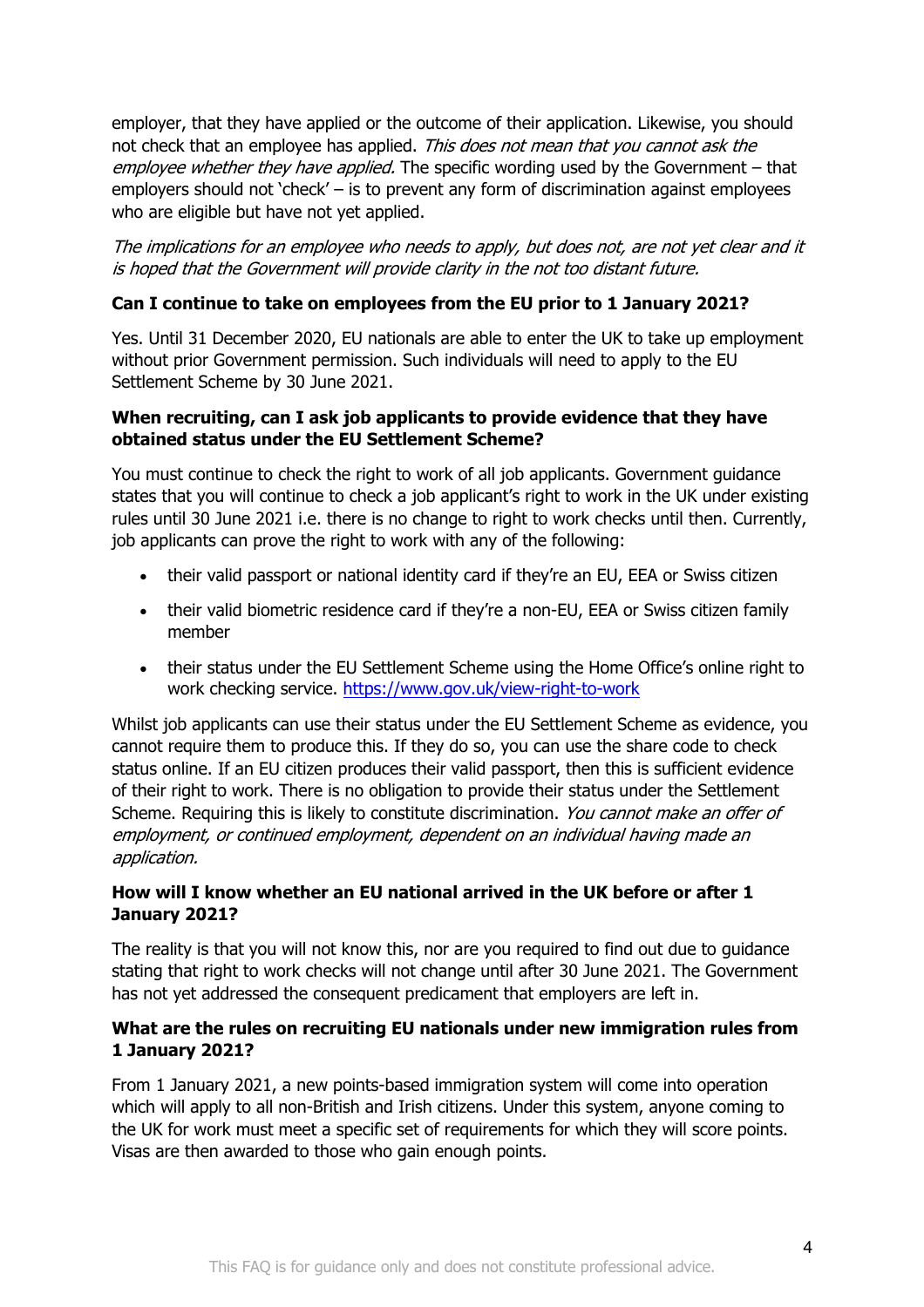employer, that they have applied or the outcome of their application. Likewise, you should not check that an employee has applied. *This does not mean that you cannot ask the employee whether they have applied.* The specific wording used by the Government – that employers should not 'check' – is to prevent any form of discrimination against employees who are eligible but have not yet applied.

*The implications for an employee who needs to apply, but does not, are not yet clear and it is hoped that the Government will provide clarity in the not too distant future.*

**Can I continue to take on employees from the EU prior to 1 January 2021?**

Yes. Until 31 December 2020, EU nationals are able to enter the UK to take up employment without prior Government permission. Such individuals will need to apply to the EU Settlement Scheme by 30 June 2021.

**When recruiting, can I ask job applicants to provide evidence that they have obtained status under the EU Settlement Scheme?**

You must continue to check the right to work of all job applicants. Government guidance states that you will continue to check a job applicant's right to work in the UK under existing rules until 30 June 2021 i.e. there is no change to right to work checks until then. Currently, job applicants can prove the right to work with any of the following:

- their valid passport or national identity card if they're an EU, EEA or Swiss citizen
- their valid biometric residence card if they're a non-EU, EEA or Swiss citizen family member
- their status under the EU Settlement Scheme using the Home Office's online right to work checking service. https://www.gov.uk/view-right-to-work

Whilst job applicants can use their status under the EU Settlement Scheme as evidence, you cannot require them to produce this. If they do so, you can use the share code to check status online. If an EU citizen produces their valid passport, then this is sufficient evidence of their right to work. There is no obligation to provide their status under the Settlement Scheme. Requiring this is likely to constitute discrimination. *You cannot make an offer of employment, or continued employment, dependent on an individual having made an application.*

**How will I know whether an EU national arrived in the UK before or after 1 January 2021?**

The reality is that you will not know this, nor are you required to find out due to guidance stating that right to work checks will not change until after 30 June 2021. The Government has not yet addressed the consequent predicament that employers are left in.

**What are the rules on recruiting EU nationals under new immigration rules from 1 January 2021?**

From 1 January 2021, a new points-based immigration system will come into operation which will apply to all non-British and Irish citizens. Under this system, anyone coming to the UK for work must meet a specific set of requirements for which they will score points. Visas are then awarded to those who gain enough points.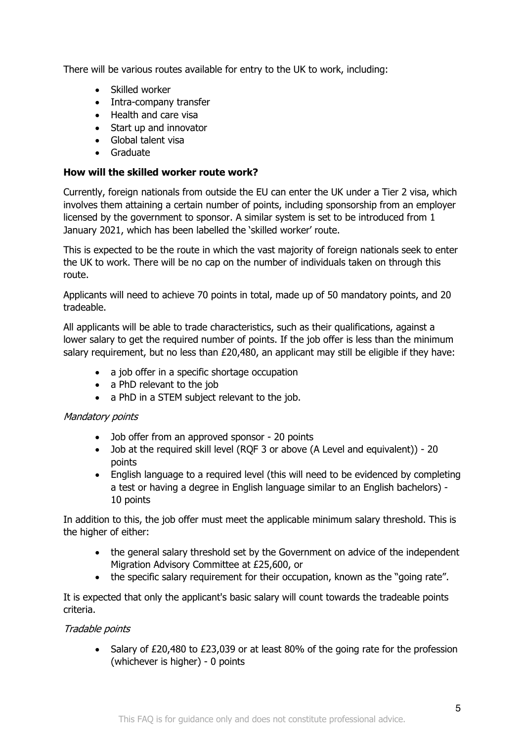There will be various routes available for entry to the UK to work, including:

- Skilled worker
- Intra-company transfer
- Health and care visa
- Start up and innovator
- Global talent visa
- Graduate

**How will the skilled worker route work?**

Currently, foreign nationals from outside the EU can enter the UK under a Tier 2 visa, which involves them attaining a certain number of points, including sponsorship from an employer licensed by the government to sponsor. A similar system is set to be introduced from 1 January 2021, which has been labelled the 'skilled worker' route.

This is expected to be the route in which the vast majority of foreign nationals seek to enter the UK to work. There will be no cap on the number of individuals taken on through this route.

Applicants will need to achieve 70 points in total, made up of 50 mandatory points, and 20 tradeable.

All applicants will be able to trade characteristics, such as their qualifications, against a lower salary to get the required number of points. If the job offer is less than the minimum salary requirement, but no less than £20,480, an applicant may still be eligible if they have:

- a job offer in a specific shortage occupation
- a PhD relevant to the job
- a PhD in a STEM subject relevant to the job.

*Mandatory points*

- Job offer from an approved sponsor - 20 points
- Job at the required skill level (RQF 3 or above (A Level and equivalent)) - 20 points
- English language to a required level (this will need to be evidenced by completing a test or having a degree in English language similar to an English bachelors) - 10 points

In addition to this, the job offer must meet the applicable minimum salary threshold. This is the higher of either:

- the general salary threshold set by the Government on advice of the independent Migration Advisory Committee at £25,600, or
- the specific salary requirement for their occupation, known as the "going rate".

It is expected that only the applicant's basic salary will count towards the tradeable points criteria.

*Tradable points*

- Salary of £20,480 to £23,039 or at least 80% of the going rate for the profession (whichever is higher) - 0 points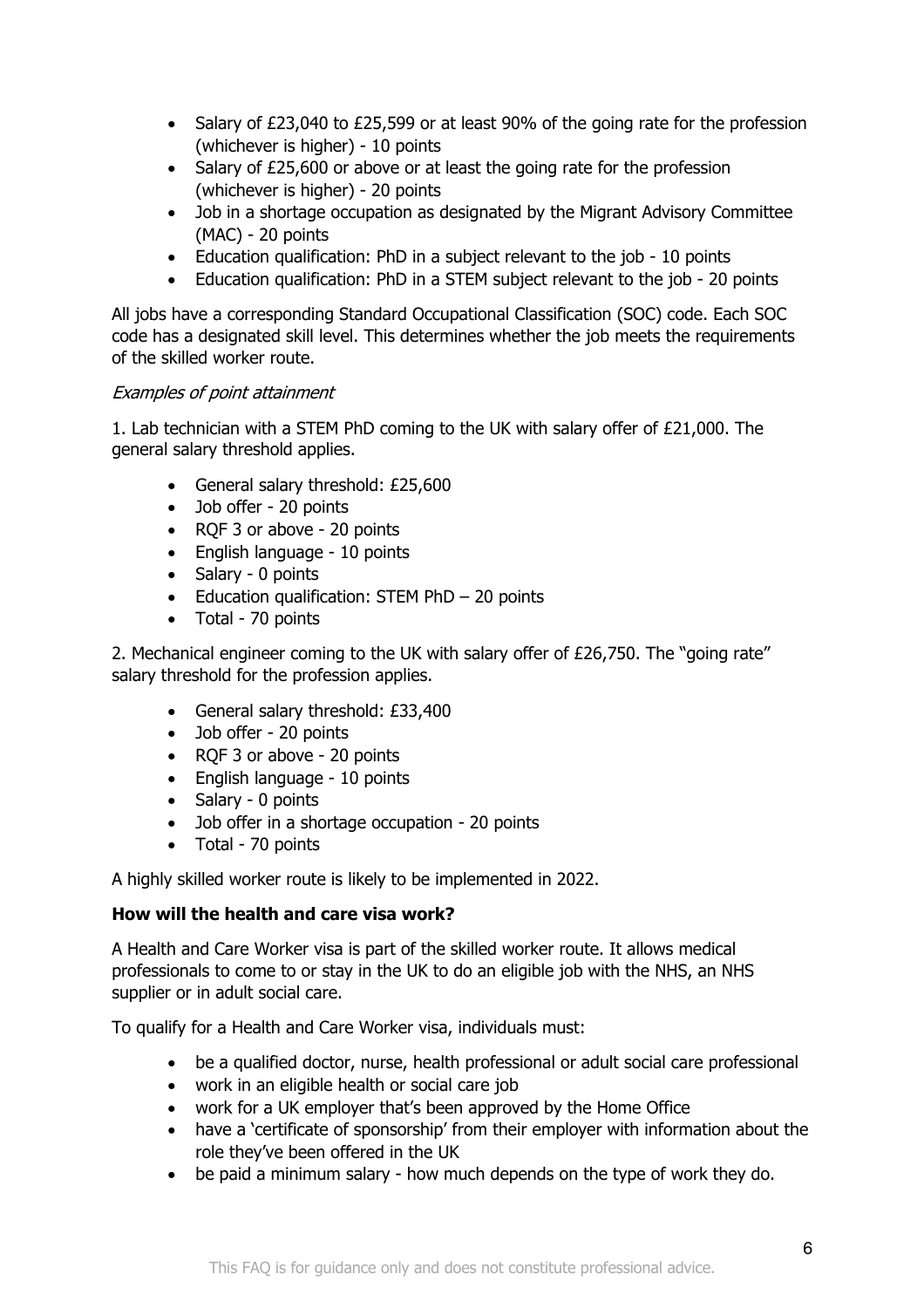- Salary of £23,040 to £25,599 or at least 90% of the going rate for the profession (whichever is higher) - 10 points
- Salary of £25,600 or above or at least the going rate for the profession (whichever is higher) - 20 points
- Job in a shortage occupation as designated by the Migrant Advisory Committee (MAC) - 20 points
- Education qualification: PhD in a subject relevant to the job - 10 points
- Education qualification: PhD in a STEM subject relevant to the job - 20 points

All jobs have a corresponding Standard Occupational Classification (SOC) code. Each SOC code has a designated skill level. This determines whether the job meets the requirements of the skilled worker route.

*Examples of point attainment*

1. Lab technician with a STEM PhD coming to the UK with salary offer of £21,000. The general salary threshold applies.

   - General salary threshold: £25,600
   - Job offer - 20 points
   - RQF 3 or above - 20 points
   - English language - 10 points
   - Salary - 0 points
   - Education qualification: STEM PhD – 20 points
   - Total - 70 points

2. Mechanical engineer coming to the UK with salary offer of £26,750. The "going rate" salary threshold for the profession applies.

   - General salary threshold: £33,400
   - Job offer - 20 points
   - RQF 3 or above - 20 points
   - English language - 10 points
   - Salary - 0 points
   - Job offer in a shortage occupation - 20 points
   - Total - 70 points

A highly skilled worker route is likely to be implemented in 2022.

**How will the health and care visa work?**

A Health and Care Worker visa is part of the skilled worker route. It allows medical professionals to come to or stay in the UK to do an eligible job with the NHS, an NHS supplier or in adult social care.

To qualify for a Health and Care Worker visa, individuals must:

- be a qualified doctor, nurse, health professional or adult social care professional
- work in an eligible health or social care job
- work for a UK employer that's been approved by the Home Office
- have a 'certificate of sponsorship' from their employer with information about the role they've been offered in the UK
- be paid a minimum salary - how much depends on the type of work they do.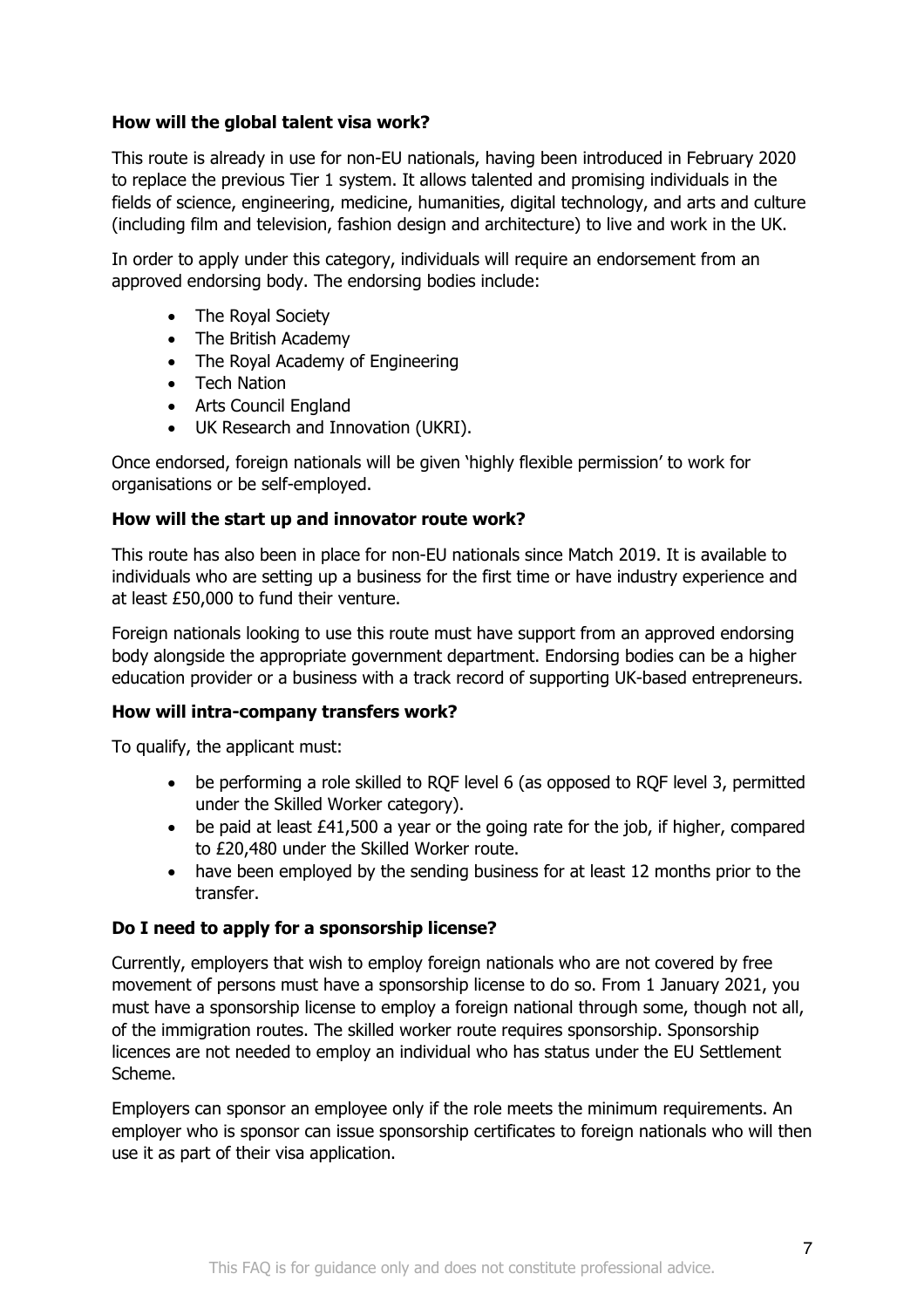**How will the global talent visa work?**

This route is already in use for non-EU nationals, having been introduced in February 2020 to replace the previous Tier 1 system. It allows talented and promising individuals in the fields of science, engineering, medicine, humanities, digital technology, and arts and culture (including film and television, fashion design and architecture) to live and work in the UK.

In order to apply under this category, individuals will require an endorsement from an approved endorsing body. The endorsing bodies include:

- The Royal Society
- The British Academy
- The Royal Academy of Engineering
- Tech Nation
- Arts Council England
- UK Research and Innovation (UKRI).

Once endorsed, foreign nationals will be given 'highly flexible permission' to work for organisations or be self-employed.

**How will the start up and innovator route work?**

This route has also been in place for non-EU nationals since Match 2019. It is available to individuals who are setting up a business for the first time or have industry experience and at least £50,000 to fund their venture.

Foreign nationals looking to use this route must have support from an approved endorsing body alongside the appropriate government department. Endorsing bodies can be a higher education provider or a business with a track record of supporting UK-based entrepreneurs.

**How will intra-company transfers work?**

To qualify, the applicant must:

- be performing a role skilled to RQF level 6 (as opposed to RQF level 3, permitted under the Skilled Worker category).
- be paid at least £41,500 a year or the going rate for the job, if higher, compared to £20,480 under the Skilled Worker route.
- have been employed by the sending business for at least 12 months prior to the transfer.

**Do I need to apply for a sponsorship license?**

Currently, employers that wish to employ foreign nationals who are not covered by free movement of persons must have a sponsorship license to do so. From 1 January 2021, you must have a sponsorship license to employ a foreign national through some, though not all, of the immigration routes. The skilled worker route requires sponsorship. Sponsorship licences are not needed to employ an individual who has status under the EU Settlement Scheme.

Employers can sponsor an employee only if the role meets the minimum requirements. An employer who is sponsor can issue sponsorship certificates to foreign nationals who will then use it as part of their visa application.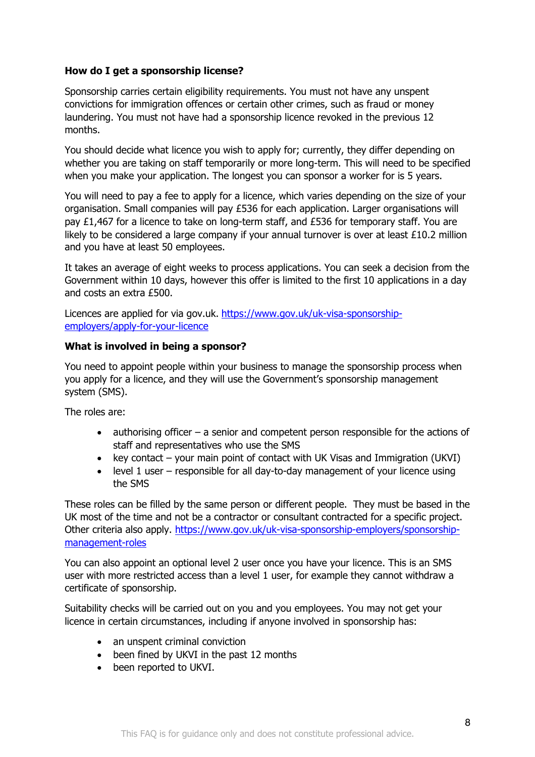**How do I get a sponsorship license?**

Sponsorship carries certain eligibility requirements. You must not have any unspent convictions for immigration offences or certain other crimes, such as fraud or money laundering. You must not have had a sponsorship licence revoked in the previous 12 months.

You should decide what licence you wish to apply for; currently, they differ depending on whether you are taking on staff temporarily or more long-term. This will need to be specified when you make your application. The longest you can sponsor a worker for is 5 years.

You will need to pay a fee to apply for a licence, which varies depending on the size of your organisation. Small companies will pay £536 for each application. Larger organisations will pay £1,467 for a licence to take on long-term staff, and £536 for temporary staff. You are likely to be considered a large company if your annual turnover is over at least £10.2 million and you have at least 50 employees.

It takes an average of eight weeks to process applications. You can seek a decision from the Government within 10 days, however this offer is limited to the first 10 applications in a day and costs an extra £500.

Licences are applied for via gov.uk. [https://www.gov.uk/uk-visa-sponsorship-employers/apply-for-your-licence](https://www.gov.uk/uk-visa-sponsorship-employers/apply-for-your-licence)

**What is involved in being a sponsor?**

You need to appoint people within your business to manage the sponsorship process when you apply for a licence, and they will use the Government's sponsorship management system (SMS).

The roles are:

- authorising officer – a senior and competent person responsible for the actions of staff and representatives who use the SMS
- key contact – your main point of contact with UK Visas and Immigration (UKVI)
- level 1 user – responsible for all day-to-day management of your licence using the SMS

These roles can be filled by the same person or different people. They must be based in the UK most of the time and not be a contractor or consultant contracted for a specific project. Other criteria also apply. [https://www.gov.uk/uk-visa-sponsorship-employers/sponsorship-management-roles](https://www.gov.uk/uk-visa-sponsorship-employers/sponsorship-management-roles)

You can also appoint an optional level 2 user once you have your licence. This is an SMS user with more restricted access than a level 1 user, for example they cannot withdraw a certificate of sponsorship.

Suitability checks will be carried out on you and you employees. You may not get your licence in certain circumstances, including if anyone involved in sponsorship has:

- an unspent criminal conviction
- been fined by UKVI in the past 12 months
- been reported to UKVI.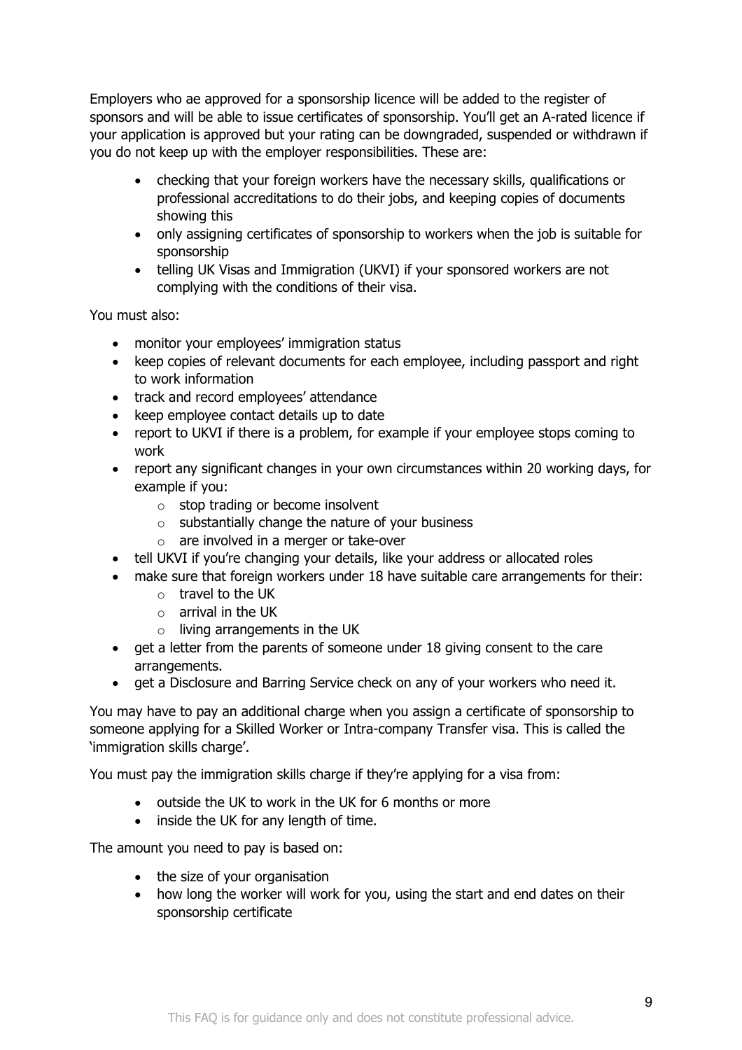Employers who ae approved for a sponsorship licence will be added to the register of sponsors and will be able to issue certificates of sponsorship. You'll get an A-rated licence if your application is approved but your rating can be downgraded, suspended or withdrawn if you do not keep up with the employer responsibilities. These are:

- checking that your foreign workers have the necessary skills, qualifications or professional accreditations to do their jobs, and keeping copies of documents showing this
- only assigning certificates of sponsorship to workers when the job is suitable for sponsorship
- telling UK Visas and Immigration (UKVI) if your sponsored workers are not complying with the conditions of their visa.

You must also:

- monitor your employees' immigration status
- keep copies of relevant documents for each employee, including passport and right to work information
- track and record employees' attendance
- keep employee contact details up to date
- report to UKVI if there is a problem, for example if your employee stops coming to work
- report any significant changes in your own circumstances within 20 working days, for example if you:
  - stop trading or become insolvent
  - substantially change the nature of your business
  - are involved in a merger or take-over
- tell UKVI if you're changing your details, like your address or allocated roles
- make sure that foreign workers under 18 have suitable care arrangements for their:
  - travel to the UK
  - arrival in the UK
  - living arrangements in the UK
- get a letter from the parents of someone under 18 giving consent to the care arrangements.
- get a Disclosure and Barring Service check on any of your workers who need it.

You may have to pay an additional charge when you assign a certificate of sponsorship to someone applying for a Skilled Worker or Intra-company Transfer visa. This is called the 'immigration skills charge'.

You must pay the immigration skills charge if they're applying for a visa from:

- outside the UK to work in the UK for 6 months or more
- inside the UK for any length of time.

The amount you need to pay is based on:

- the size of your organisation
- how long the worker will work for you, using the start and end dates on their sponsorship certificate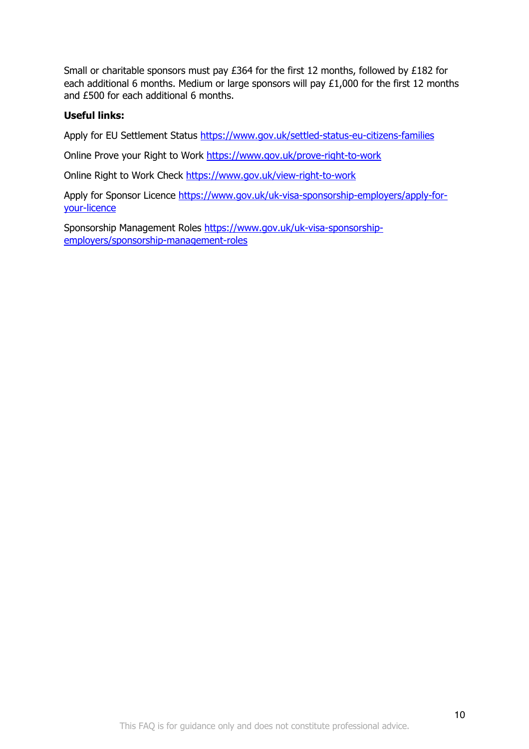Small or charitable sponsors must pay £364 for the first 12 months, followed by £182 for each additional 6 months. Medium or large sponsors will pay £1,000 for the first 12 months and £500 for each additional 6 months.

**Useful links:**

Apply for EU Settlement Status https://www.gov.uk/settled-status-eu-citizens-families

Online Prove your Right to Work https://www.gov.uk/prove-right-to-work

Online Right to Work Check https://www.gov.uk/view-right-to-work

Apply for Sponsor Licence https://www.gov.uk/uk-visa-sponsorship-employers/apply-for-your-licence

Sponsorship Management Roles https://www.gov.uk/uk-visa-sponsorship-employers/sponsorship-management-roles

This FAQ is for guidance only and does not constitute professional advice.